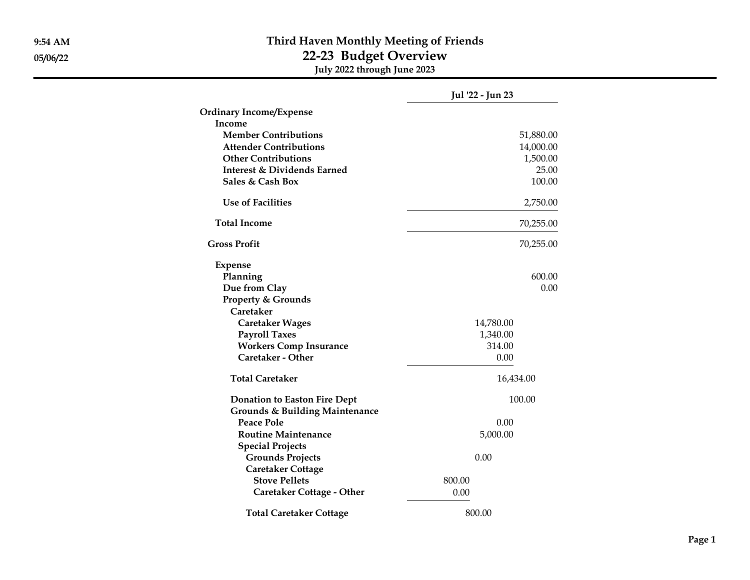# Third Haven Monthly Meeting of Friends

## 22-23 Budget Overview

**July 2022 through June 2023**

| | | | | | Jul '22 - Jun 23 |
|---|---|---|---|---|---|
| **Ordinary Income/Expense** | | | | | |
| **Income** | | | | | |
| **Member Contributions** | | | | | 51,880.00 |
| **Attender Contributions** | | | | | 14,000.00 |
| **Other Contributions** | | | | | 1,500.00 |
| **Interest & Dividends Earned** | | | | | 25.00 |
| **Sales & Cash Box** | | | | | 100.00 |
| **Use of Facilities** | | | | | 2,750.00 |
| **Total Income** | | | | | 70,255.00 |
| **Gross Profit** | | | | | 70,255.00 |
| **Expense** | | | | | |
| **Planning** | | | | | 600.00 |
| **Due from Clay** | | | | | 0.00 |
| **Property & Grounds** | | | | | |
| **Caretaker** | | | | | |
| **Caretaker Wages** | | | 14,780.00 | | |
| **Payroll Taxes** | | | 1,340.00 | | |
| **Workers Comp Insurance** | | | 314.00 | | |
| **Caretaker - Other** | | | 0.00 | | |
| **Total Caretaker** | | | | 16,434.00 | |
| **Donation to Easton Fire Dept** | | | | 100.00 | |
| **Grounds & Building Maintenance** | | | | | |
| **Peace Pole** | | | 0.00 | | |
| **Routine Maintenance** | | | 5,000.00 | | |
| **Special Projects** | | | | | |
| **Grounds Projects** | | 0.00 | | | |
| **Caretaker Cottage** | | | | | |
| **Stove Pellets** | 800.00 | | | | |
| **Caretaker Cottage - Other** | 0.00 | | | | |
| **Total Caretaker Cottage** | | 800.00 | | | |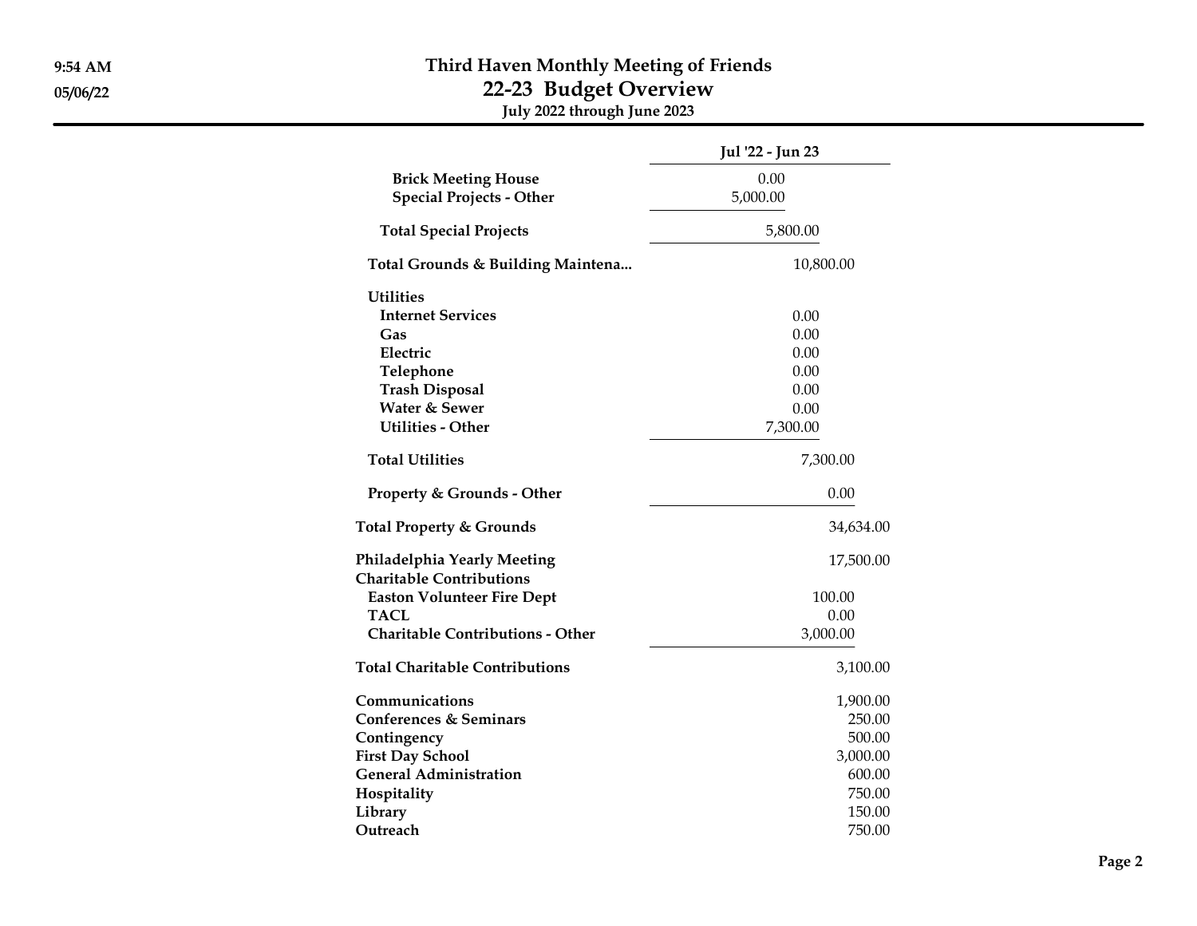# Third Haven Monthly Meeting of Friends
## 22-23 Budget Overview
### July 2022 through June 2023

| | Jul '22 - Jun 23 |
|---|---|
| Brick Meeting House | 0.00 |
| Special Projects - Other | 5,000.00 |
| Total Special Projects | 5,800.00 |
| Total Grounds & Building Maintena... | 10,800.00 |
| Utilities | |
| Internet Services | 0.00 |
| Gas | 0.00 |
| Electric | 0.00 |
| Telephone | 0.00 |
| Trash Disposal | 0.00 |
| Water & Sewer | 0.00 |
| Utilities - Other | 7,300.00 |
| Total Utilities | 7,300.00 |
| Property & Grounds - Other | 0.00 |
| Total Property & Grounds | 34,634.00 |
| Philadelphia Yearly Meeting | 17,500.00 |
| Charitable Contributions | |
| Easton Volunteer Fire Dept | 100.00 |
| TACL | 0.00 |
| Charitable Contributions - Other | 3,000.00 |
| Total Charitable Contributions | 3,100.00 |
| Communications | 1,900.00 |
| Conferences & Seminars | 250.00 |
| Contingency | 500.00 |
| First Day School | 3,000.00 |
| General Administration | 600.00 |
| Hospitality | 750.00 |
| Library | 150.00 |
| Outreach | 750.00 |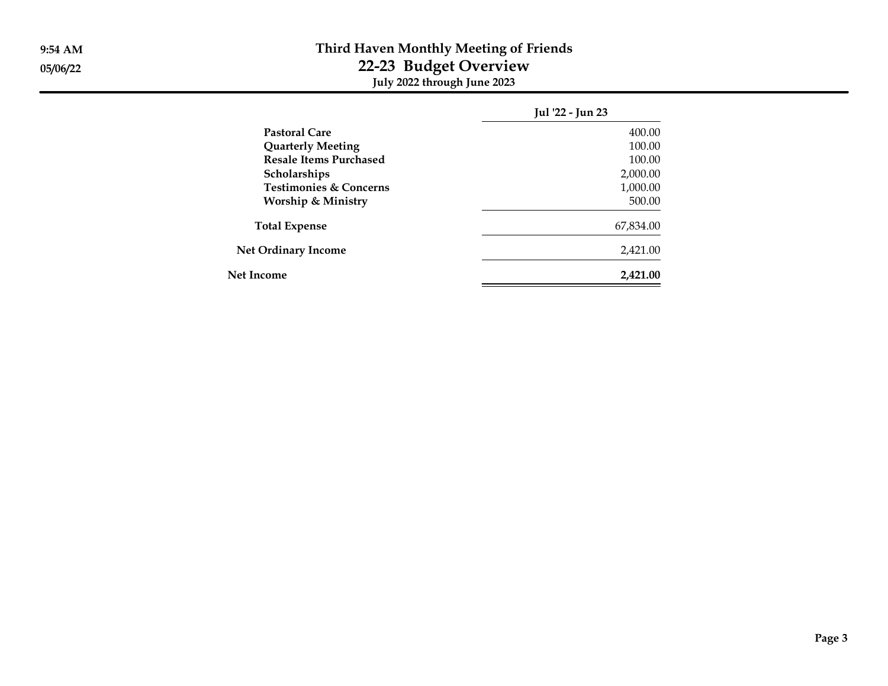# Third Haven Monthly Meeting of Friends
## 22-23 Budget Overview
### July 2022 through June 2023

| | Jul '22 - Jun 23 |
|---|---|
| Pastoral Care | 400.00 |
| Quarterly Meeting | 100.00 |
| Resale Items Purchased | 100.00 |
| Scholarships | 2,000.00 |
| Testimonies & Concerns | 1,000.00 |
| Worship & Ministry | 500.00 |
| **Total Expense** | 67,834.00 |
| **Net Ordinary Income** | 2,421.00 |
| **Net Income** | **2,421.00** |